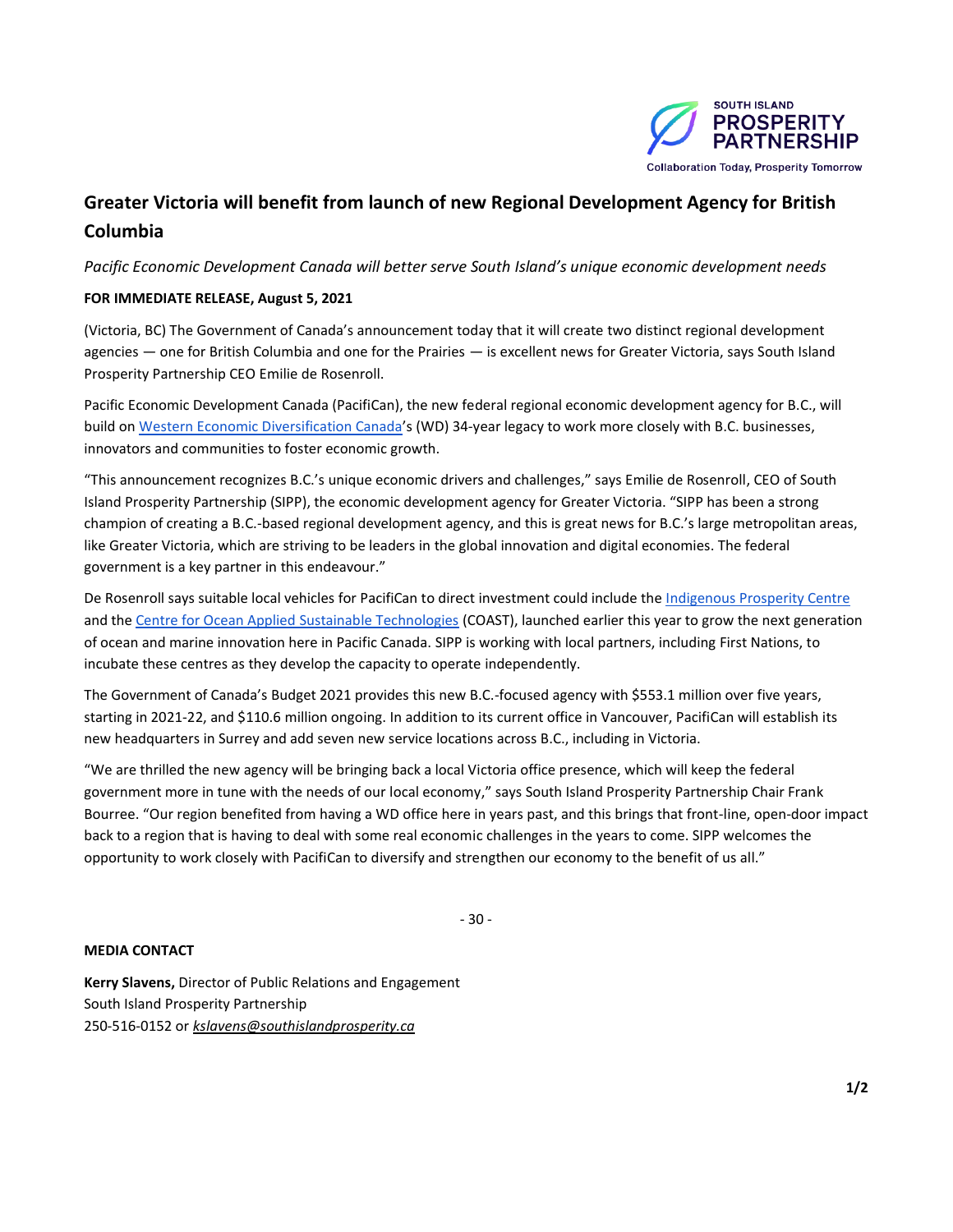SOUTH ISLAND PROSPERITY PARTNERSHIP

Collaboration Today, Prosperity Tomorrow

# Greater Victoria will benefit from launch of new Regional Development Agency for British Columbia

*Pacific Economic Development Canada will better serve South Island's unique economic development needs*

**FOR IMMEDIATE RELEASE, August 5, 2021**

(Victoria, BC) The Government of Canada's announcement today that it will create two distinct regional development agencies — one for British Columbia and one for the Prairies — is excellent news for Greater Victoria, says South Island Prosperity Partnership CEO Emilie de Rosenroll.

Pacific Economic Development Canada (PacifiCan), the new federal regional economic development agency for B.C., will build on Western Economic Diversification Canada's (WD) 34-year legacy to work more closely with B.C. businesses, innovators and communities to foster economic growth.

"This announcement recognizes B.C.'s unique economic drivers and challenges," says Emilie de Rosenroll, CEO of South Island Prosperity Partnership (SIPP), the economic development agency for Greater Victoria. "SIPP has been a strong champion of creating a B.C.-based regional development agency, and this is great news for B.C.'s large metropolitan areas, like Greater Victoria, which are striving to be leaders in the global innovation and digital economies. The federal government is a key partner in this endeavour."

De Rosenroll says suitable local vehicles for PacifiCan to direct investment could include the Indigenous Prosperity Centre and the Centre for Ocean Applied Sustainable Technologies (COAST), launched earlier this year to grow the next generation of ocean and marine innovation here in Pacific Canada. SIPP is working with local partners, including First Nations, to incubate these centres as they develop the capacity to operate independently.

The Government of Canada's Budget 2021 provides this new B.C.-focused agency with $553.1 million over five years, starting in 2021-22, and $110.6 million ongoing. In addition to its current office in Vancouver, PacifiCan will establish its new headquarters in Surrey and add seven new service locations across B.C., including in Victoria.

"We are thrilled the new agency will be bringing back a local Victoria office presence, which will keep the federal government more in tune with the needs of our local economy," says South Island Prosperity Partnership Chair Frank Bourree. "Our region benefited from having a WD office here in years past, and this brings that front-line, open-door impact back to a region that is having to deal with some real economic challenges in the years to come. SIPP welcomes the opportunity to work closely with PacifiCan to diversify and strengthen our economy to the benefit of us all."

\- 30 -

**MEDIA CONTACT**

**Kerry Slavens,** Director of Public Relations and Engagement
South Island Prosperity Partnership
250-516-0152 or *kslavens@southislandprosperity.ca*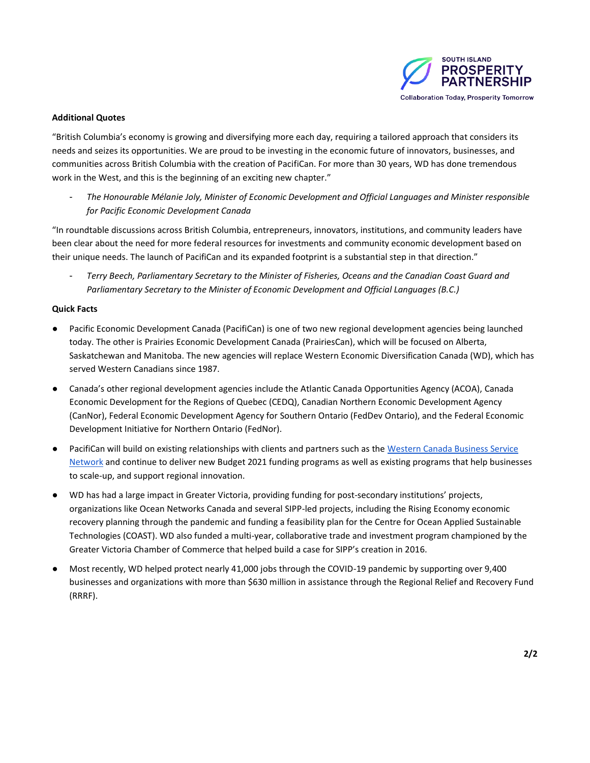**Additional Quotes**

"British Columbia's economy is growing and diversifying more each day, requiring a tailored approach that considers its needs and seizes its opportunities. We are proud to be investing in the economic future of innovators, businesses, and communities across British Columbia with the creation of PacifiCan. For more than 30 years, WD has done tremendous work in the West, and this is the beginning of an exciting new chapter."

- *The Honourable Mélanie Joly, Minister of Economic Development and Official Languages and Minister responsible for Pacific Economic Development Canada*

"In roundtable discussions across British Columbia, entrepreneurs, innovators, institutions, and community leaders have been clear about the need for more federal resources for investments and community economic development based on their unique needs. The launch of PacifiCan and its expanded footprint is a substantial step in that direction."

- *Terry Beech, Parliamentary Secretary to the Minister of Fisheries, Oceans and the Canadian Coast Guard and Parliamentary Secretary to the Minister of Economic Development and Official Languages (B.C.)*

**Quick Facts**

- Pacific Economic Development Canada (PacifiCan) is one of two new regional development agencies being launched today. The other is Prairies Economic Development Canada (PrairiesCan), which will be focused on Alberta, Saskatchewan and Manitoba. The new agencies will replace Western Economic Diversification Canada (WD), which has served Western Canadians since 1987.
- Canada's other regional development agencies include the Atlantic Canada Opportunities Agency (ACOA), Canada Economic Development for the Regions of Quebec (CEDQ), Canadian Northern Economic Development Agency (CanNor), Federal Economic Development Agency for Southern Ontario (FedDev Ontario), and the Federal Economic Development Initiative for Northern Ontario (FedNor).
- PacifiCan will build on existing relationships with clients and partners such as the Western Canada Business Service Network and continue to deliver new Budget 2021 funding programs as well as existing programs that help businesses to scale-up, and support regional innovation.
- WD has had a large impact in Greater Victoria, providing funding for post-secondary institutions' projects, organizations like Ocean Networks Canada and several SIPP-led projects, including the Rising Economy economic recovery planning through the pandemic and funding a feasibility plan for the Centre for Ocean Applied Sustainable Technologies (COAST). WD also funded a multi-year, collaborative trade and investment program championed by the Greater Victoria Chamber of Commerce that helped build a case for SIPP's creation in 2016.
- Most recently, WD helped protect nearly 41,000 jobs through the COVID-19 pandemic by supporting over 9,400 businesses and organizations with more than $630 million in assistance through the Regional Relief and Recovery Fund (RRRF).